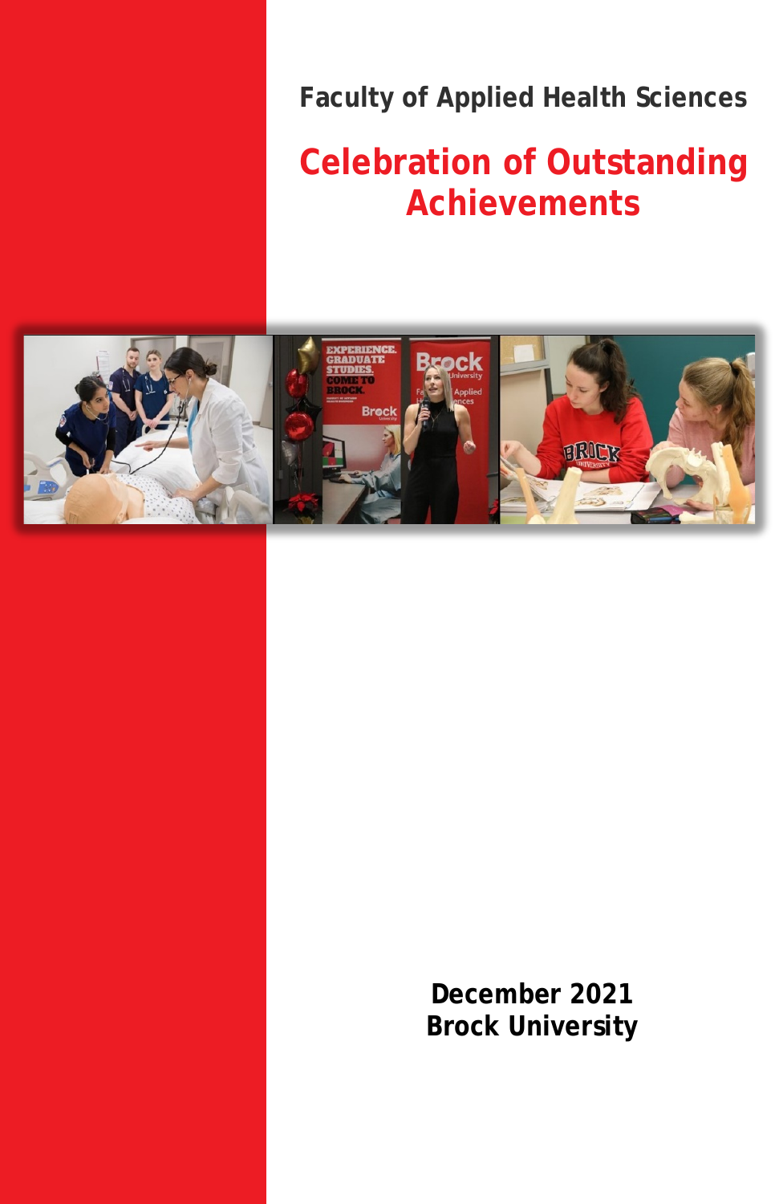**Faculty of Applied Health Sciences**

# Celebration of Outstanding Achievements

**December 2021**
**Brock University**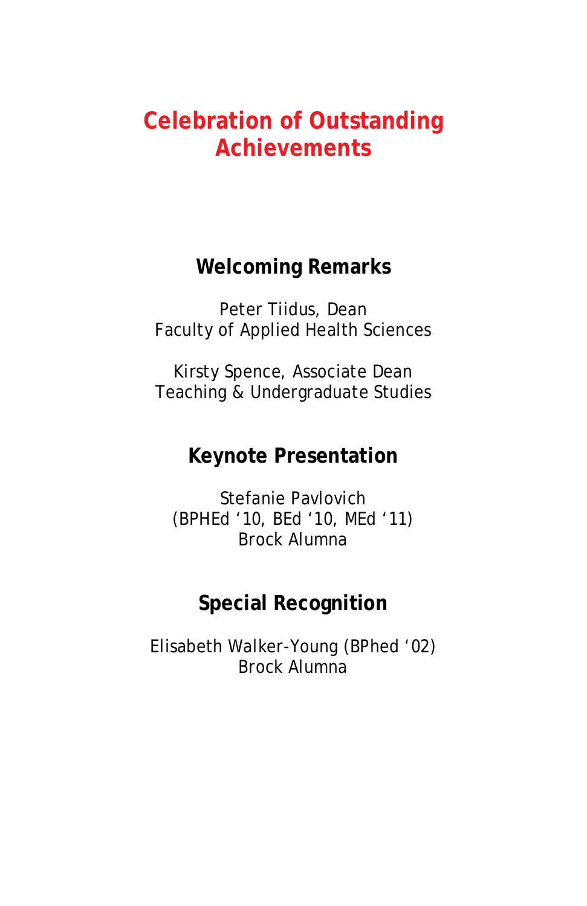# Celebration of Outstanding Achievements

## Welcoming Remarks

Peter Tiidus, Dean
Faculty of Applied Health Sciences

Kirsty Spence, Associate Dean
Teaching & Undergraduate Studies

## Keynote Presentation

Stefanie Pavlovich
(BPHEd '10, BEd '10, MEd '11)
Brock Alumna

## Special Recognition

Elisabeth Walker-Young (BPhed '02)
Brock Alumna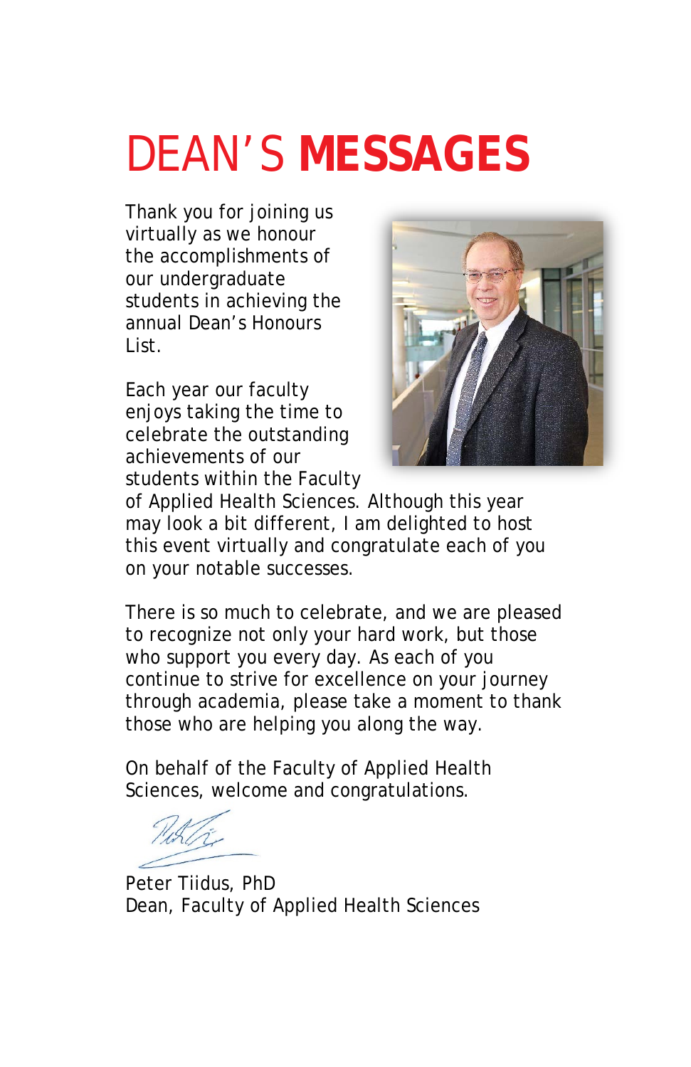# DEAN'S **MESSAGES**

Thank you for joining us virtually as we honour the accomplishments of our undergraduate students in achieving the annual Dean's Honours List.

Each year our faculty enjoys taking the time to celebrate the outstanding achievements of our students within the Faculty of Applied Health Sciences. Although this year may look a bit different, I am delighted to host this event virtually and congratulate each of you on your notable successes.

There is so much to celebrate, and we are pleased to recognize not only your hard work, but those who support you every day. As each of you continue to strive for excellence on your journey through academia, please take a moment to thank those who are helping you along the way.

On behalf of the Faculty of Applied Health Sciences, welcome and congratulations.

Peter Tiidus, PhD
Dean, Faculty of Applied Health Sciences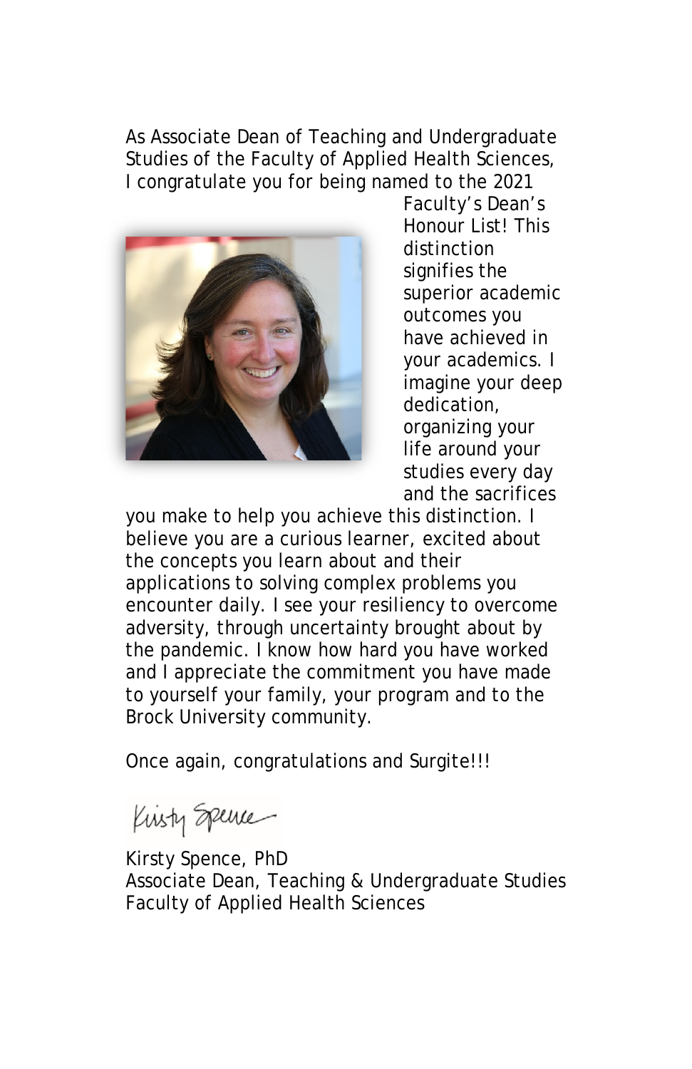As Associate Dean of Teaching and Undergraduate Studies of the Faculty of Applied Health Sciences, I congratulate you for being named to the 2021 Faculty's Dean's Honour List! This distinction signifies the superior academic outcomes you have achieved in your academics. I imagine your deep dedication, organizing your life around your studies every day and the sacrifices you make to help you achieve this distinction. I believe you are a curious learner, excited about the concepts you learn about and their applications to solving complex problems you encounter daily. I see your resiliency to overcome adversity, through uncertainty brought about by the pandemic. I know how hard you have worked and I appreciate the commitment you have made to yourself your family, your program and to the Brock University community.

Once again, congratulations and Surgite!!!

Kirsty Spence

Kirsty Spence, PhD
Associate Dean, Teaching & Undergraduate Studies
Faculty of Applied Health Sciences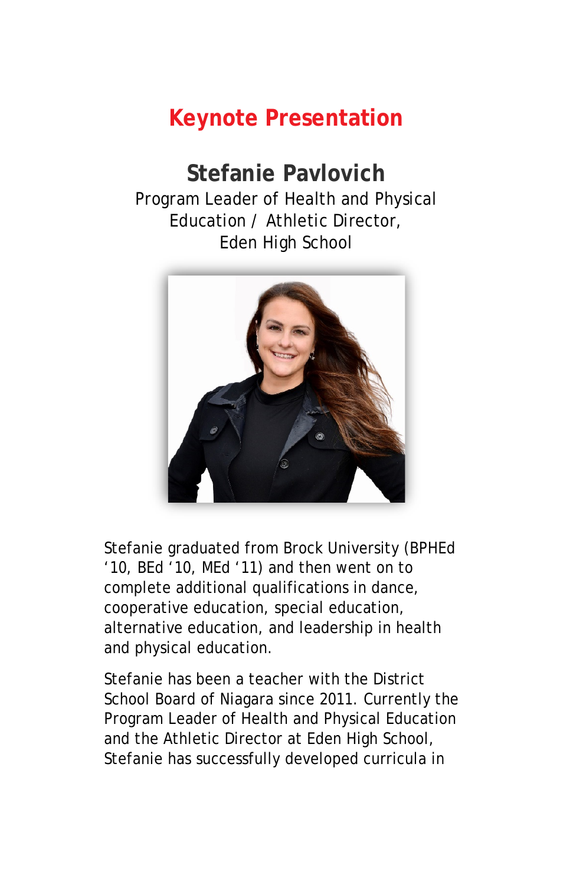# Keynote Presentation

## Stefanie Pavlovich

Program Leader of Health and Physical Education / Athletic Director, Eden High School

Stefanie graduated from Brock University (BPHEd '10, BEd '10, MEd '11) and then went on to complete additional qualifications in dance, cooperative education, special education, alternative education, and leadership in health and physical education.

Stefanie has been a teacher with the District School Board of Niagara since 2011. Currently the Program Leader of Health and Physical Education and the Athletic Director at Eden High School, Stefanie has successfully developed curricula in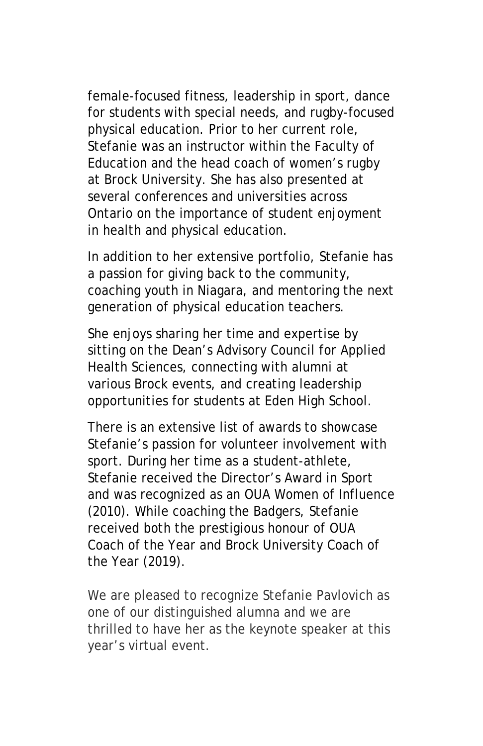female-focused fitness, leadership in sport, dance for students with special needs, and rugby-focused physical education. Prior to her current role, Stefanie was an instructor within the Faculty of Education and the head coach of women's rugby at Brock University. She has also presented at several conferences and universities across Ontario on the importance of student enjoyment in health and physical education.

In addition to her extensive portfolio, Stefanie has a passion for giving back to the community, coaching youth in Niagara, and mentoring the next generation of physical education teachers.

She enjoys sharing her time and expertise by sitting on the Dean's Advisory Council for Applied Health Sciences, connecting with alumni at various Brock events, and creating leadership opportunities for students at Eden High School.

There is an extensive list of awards to showcase Stefanie's passion for volunteer involvement with sport. During her time as a student-athlete, Stefanie received the Director's Award in Sport and was recognized as an OUA Women of Influence (2010). While coaching the Badgers, Stefanie received both the prestigious honour of OUA Coach of the Year and Brock University Coach of the Year (2019).

We are pleased to recognize Stefanie Pavlovich as one of our distinguished alumna and we are thrilled to have her as the keynote speaker at this year's virtual event.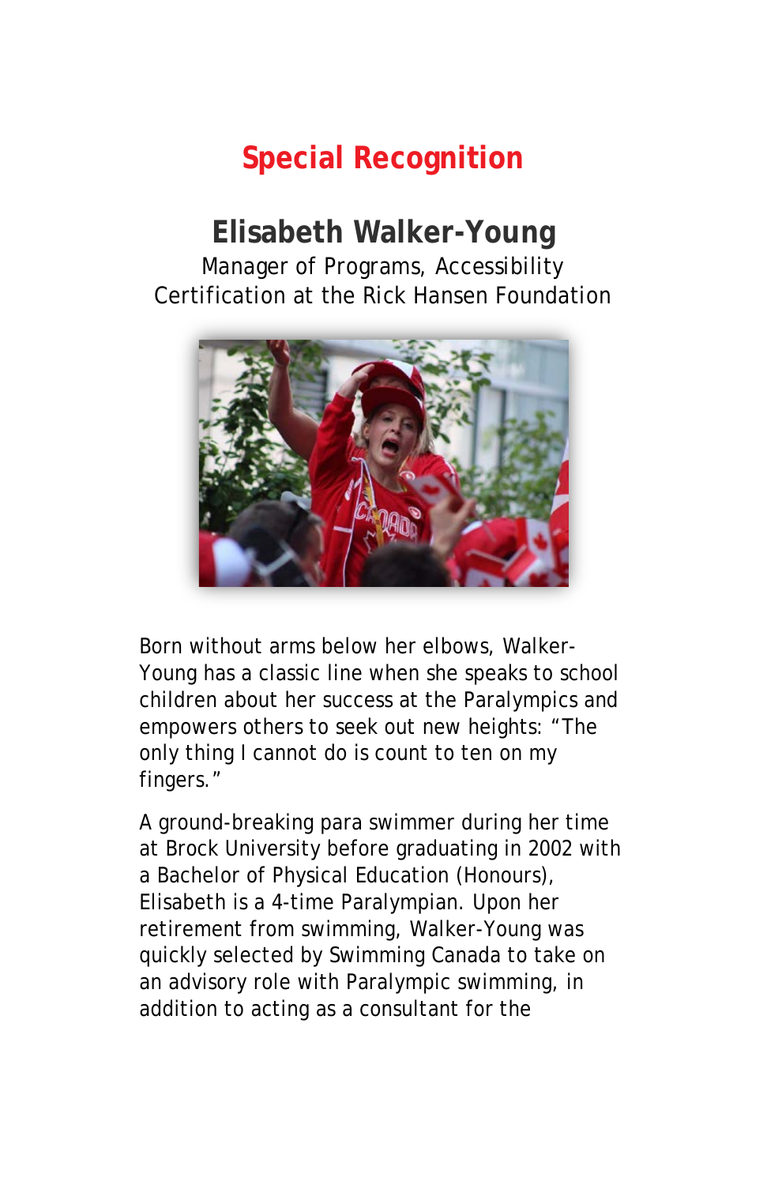## Special Recognition

### Elisabeth Walker-Young

Manager of Programs, Accessibility Certification at the Rick Hansen Foundation

Born without arms below her elbows, Walker-Young has a classic line when she speaks to school children about her success at the Paralympics and empowers others to seek out new heights: "The only thing I cannot do is count to ten on my fingers."

A ground-breaking para swimmer during her time at Brock University before graduating in 2002 with a Bachelor of Physical Education (Honours), Elisabeth is a 4-time Paralympian. Upon her retirement from swimming, Walker-Young was quickly selected by Swimming Canada to take on an advisory role with Paralympic swimming, in addition to acting as a consultant for the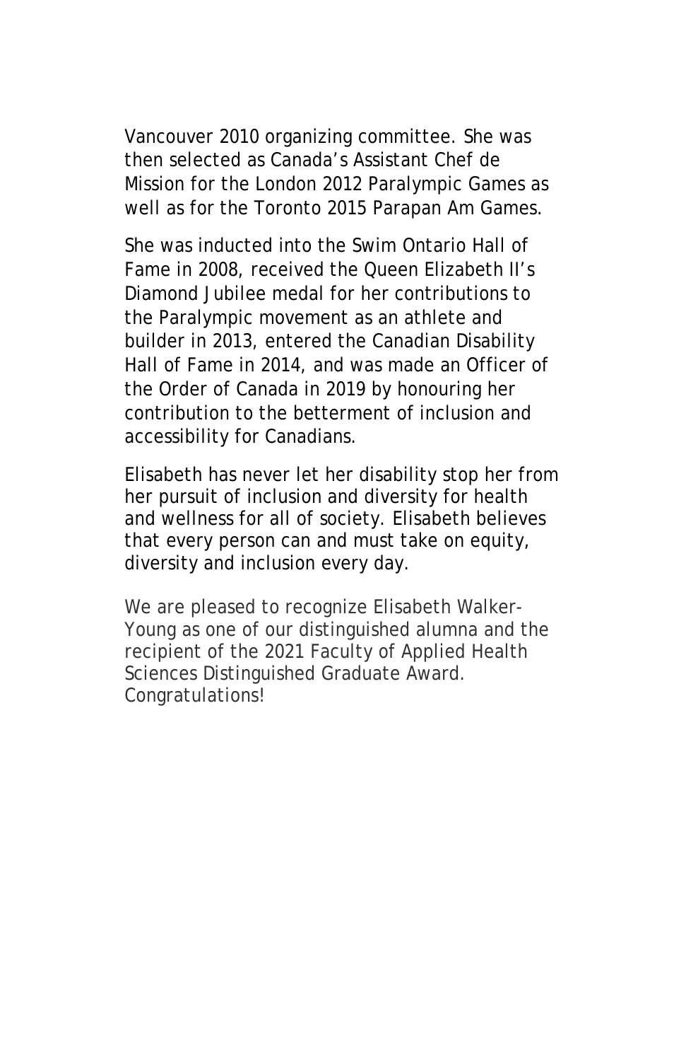Vancouver 2010 organizing committee. She was then selected as Canada's Assistant Chef de Mission for the London 2012 Paralympic Games as well as for the Toronto 2015 Parapan Am Games.

She was inducted into the Swim Ontario Hall of Fame in 2008, received the Queen Elizabeth II's Diamond Jubilee medal for her contributions to the Paralympic movement as an athlete and builder in 2013, entered the Canadian Disability Hall of Fame in 2014, and was made an Officer of the Order of Canada in 2019 by honouring her contribution to the betterment of inclusion and accessibility for Canadians.

Elisabeth has never let her disability stop her from her pursuit of inclusion and diversity for health and wellness for all of society. Elisabeth believes that every person can and must take on equity, diversity and inclusion every day.

We are pleased to recognize Elisabeth Walker-Young as one of our distinguished alumna and the recipient of the 2021 Faculty of Applied Health Sciences Distinguished Graduate Award. Congratulations!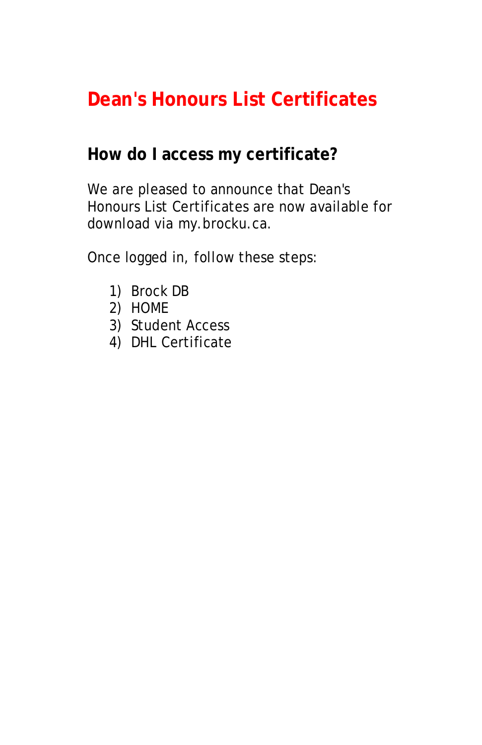# Dean's Honours List Certificates

## How do I access my certificate?

We are pleased to announce that Dean's Honours List Certificates are now available for download via my.brocku.ca.

Once logged in, follow these steps:

1) Brock DB
2) HOME
3) Student Access
4) DHL Certificate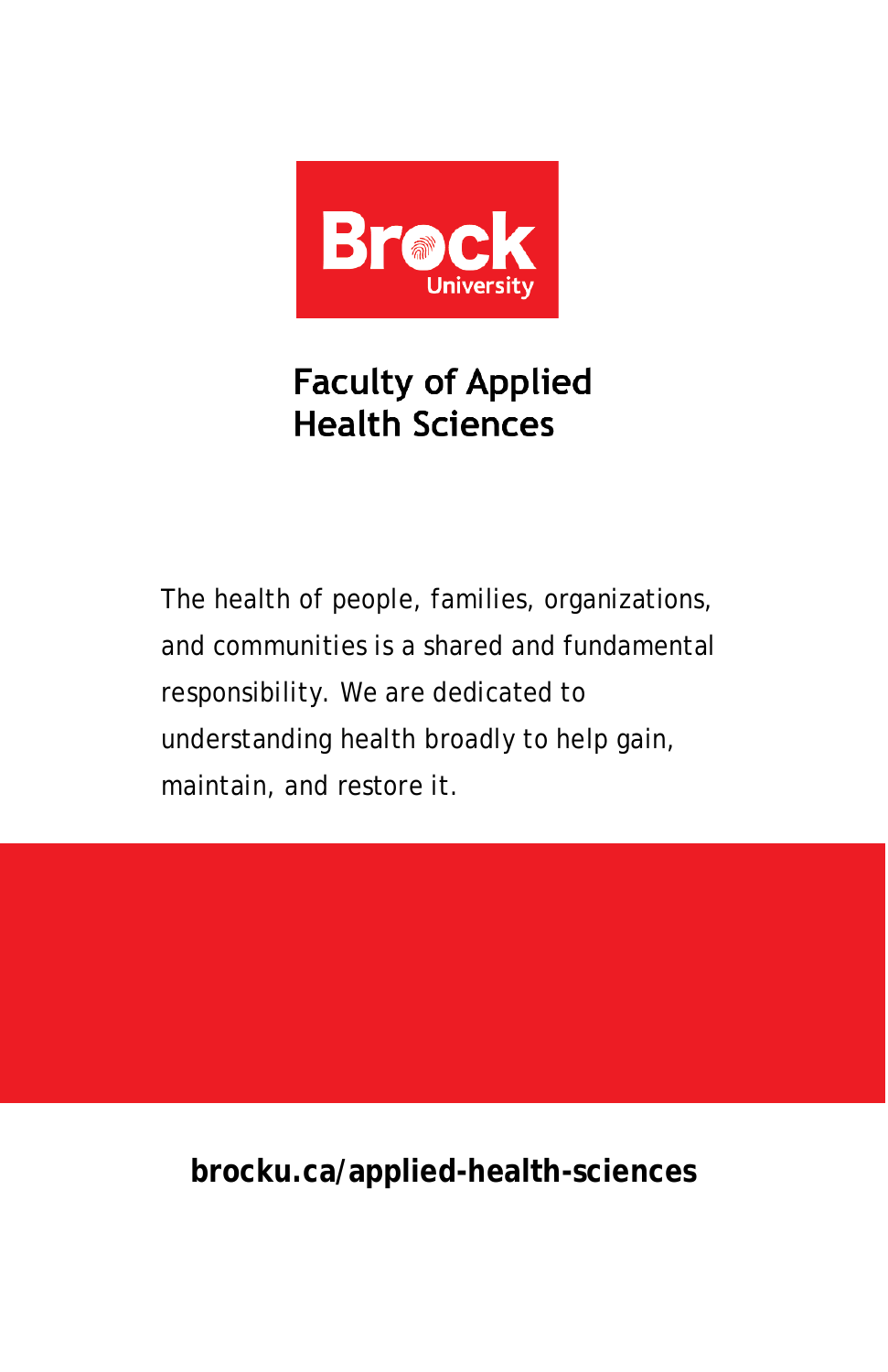Brock University

# Faculty of Applied Health Sciences

The health of people, families, organizations, and communities is a shared and fundamental responsibility. We are dedicated to understanding health broadly to help gain, maintain, and restore it.

**brocku.ca/applied-health-sciences**